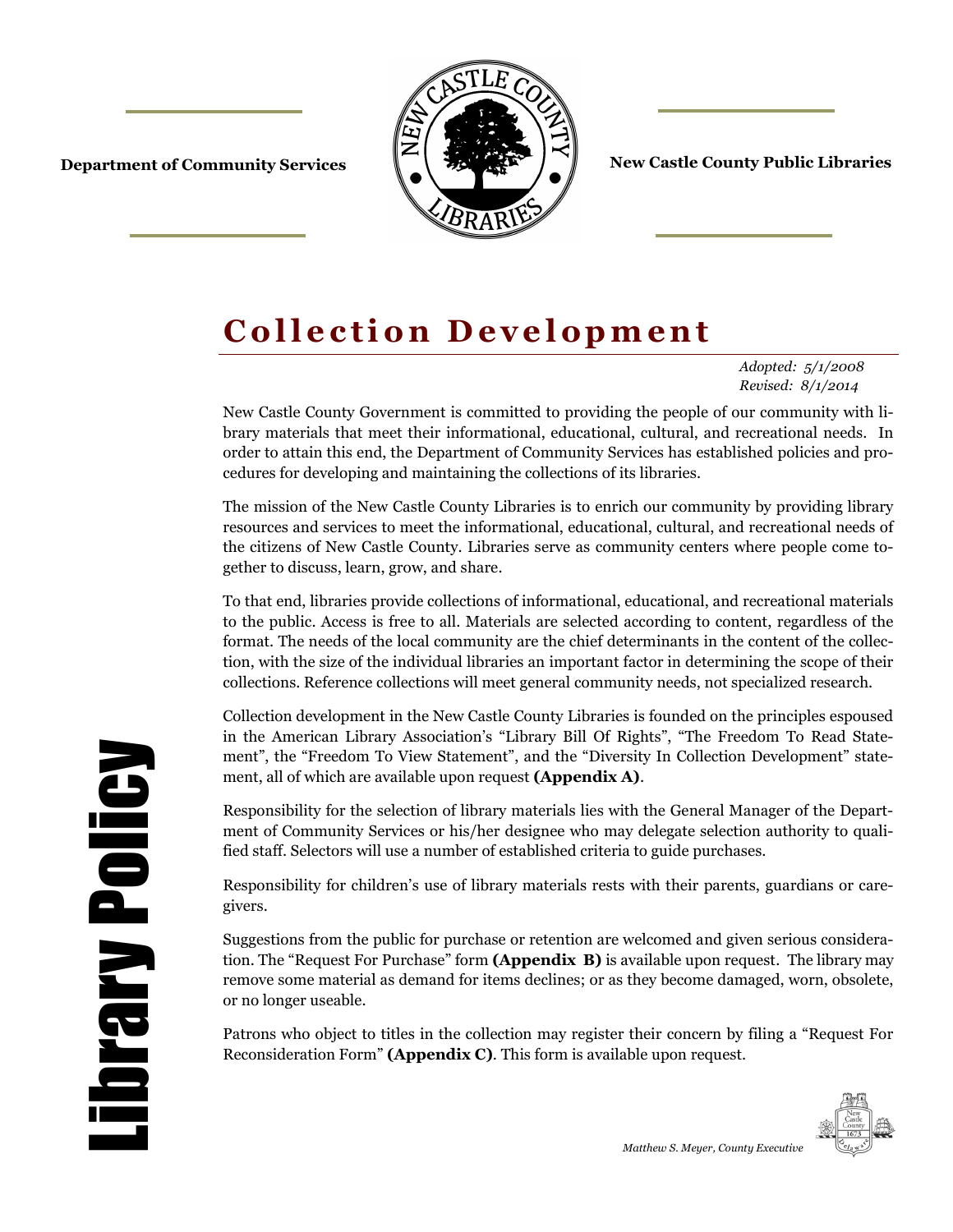**Department of Community Services** **New Castle County Public Libraries**

# Collection Development

*Adopted: 5/1/2008*
*Revised: 8/1/2014*

New Castle County Government is committed to providing the people of our community with library materials that meet their informational, educational, cultural, and recreational needs. In order to attain this end, the Department of Community Services has established policies and procedures for developing and maintaining the collections of its libraries.

The mission of the New Castle County Libraries is to enrich our community by providing library resources and services to meet the informational, educational, cultural, and recreational needs of the citizens of New Castle County. Libraries serve as community centers where people come together to discuss, learn, grow, and share.

To that end, libraries provide collections of informational, educational, and recreational materials to the public. Access is free to all. Materials are selected according to content, regardless of the format. The needs of the local community are the chief determinants in the content of the collection, with the size of the individual libraries an important factor in determining the scope of their collections. Reference collections will meet general community needs, not specialized research.

Collection development in the New Castle County Libraries is founded on the principles espoused in the American Library Association's "Library Bill Of Rights", "The Freedom To Read Statement", the "Freedom To View Statement", and the "Diversity In Collection Development" statement, all of which are available upon request **(Appendix A)**.

Responsibility for the selection of library materials lies with the General Manager of the Department of Community Services or his/her designee who may delegate selection authority to qualified staff. Selectors will use a number of established criteria to guide purchases.

Responsibility for children's use of library materials rests with their parents, guardians or caregivers.

Suggestions from the public for purchase or retention are welcomed and given serious consideration. The "Request For Purchase" form **(Appendix B)** is available upon request. The library may remove some material as demand for items declines; or as they become damaged, worn, obsolete, or no longer useable.

Patrons who object to titles in the collection may register their concern by filing a "Request For Reconsideration Form" **(Appendix C)**. This form is available upon request.

*Matthew S. Meyer, County Executive*

**Library Policy**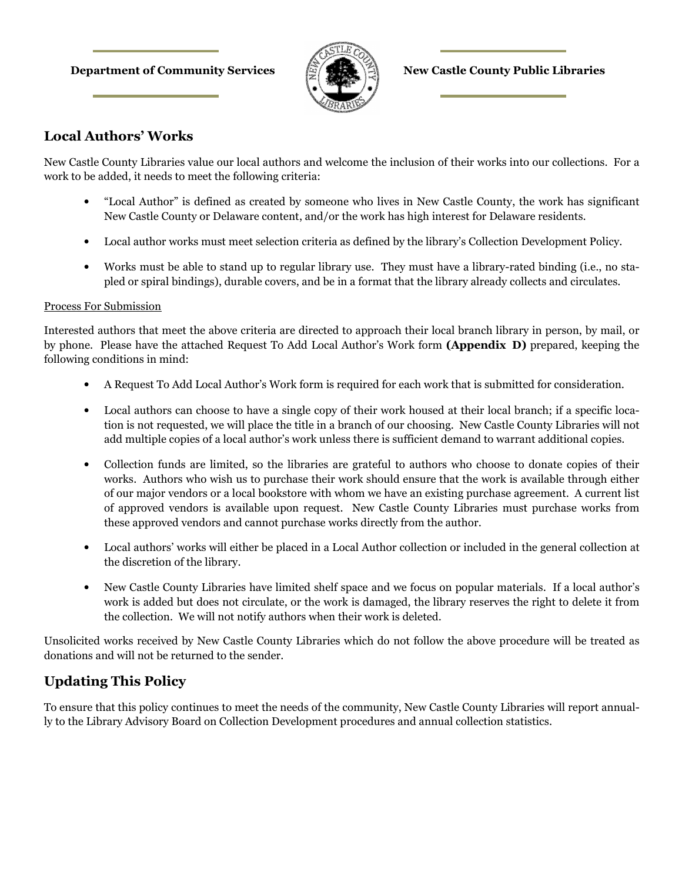## Local Authors' Works

New Castle County Libraries value our local authors and welcome the inclusion of their works into our collections. For a work to be added, it needs to meet the following criteria:

- "Local Author" is defined as created by someone who lives in New Castle County, the work has significant New Castle County or Delaware content, and/or the work has high interest for Delaware residents.
- Local author works must meet selection criteria as defined by the library's Collection Development Policy.
- Works must be able to stand up to regular library use. They must have a library-rated binding (i.e., no stapled or spiral bindings), durable covers, and be in a format that the library already collects and circulates.

Process For Submission

Interested authors that meet the above criteria are directed to approach their local branch library in person, by mail, or by phone. Please have the attached Request To Add Local Author's Work form **(Appendix D)** prepared, keeping the following conditions in mind:

- A Request To Add Local Author's Work form is required for each work that is submitted for consideration.
- Local authors can choose to have a single copy of their work housed at their local branch; if a specific location is not requested, we will place the title in a branch of our choosing. New Castle County Libraries will not add multiple copies of a local author's work unless there is sufficient demand to warrant additional copies.
- Collection funds are limited, so the libraries are grateful to authors who choose to donate copies of their works. Authors who wish us to purchase their work should ensure that the work is available through either of our major vendors or a local bookstore with whom we have an existing purchase agreement. A current list of approved vendors is available upon request. New Castle County Libraries must purchase works from these approved vendors and cannot purchase works directly from the author.
- Local authors' works will either be placed in a Local Author collection or included in the general collection at the discretion of the library.
- New Castle County Libraries have limited shelf space and we focus on popular materials. If a local author's work is added but does not circulate, or the work is damaged, the library reserves the right to delete it from the collection. We will not notify authors when their work is deleted.

Unsolicited works received by New Castle County Libraries which do not follow the above procedure will be treated as donations and will not be returned to the sender.

## Updating This Policy

To ensure that this policy continues to meet the needs of the community, New Castle County Libraries will report annually to the Library Advisory Board on Collection Development procedures and annual collection statistics.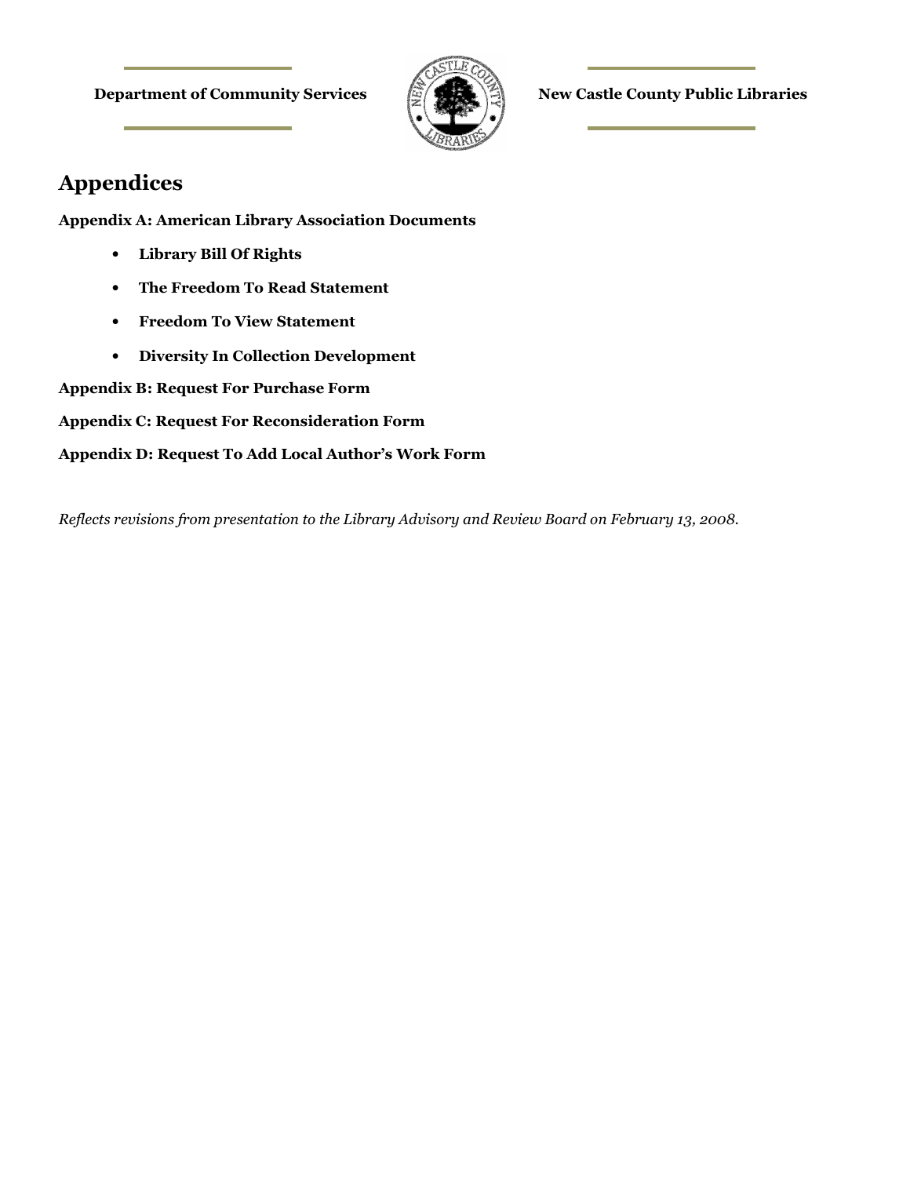# Appendices

**Appendix A: American Library Association Documents**

- **Library Bill Of Rights**
- **The Freedom To Read Statement**
- **Freedom To View Statement**
- **Diversity In Collection Development**

**Appendix B: Request For Purchase Form**

**Appendix C: Request For Reconsideration Form**

**Appendix D: Request To Add Local Author's Work Form**

*Reflects revisions from presentation to the Library Advisory and Review Board on February 13, 2008.*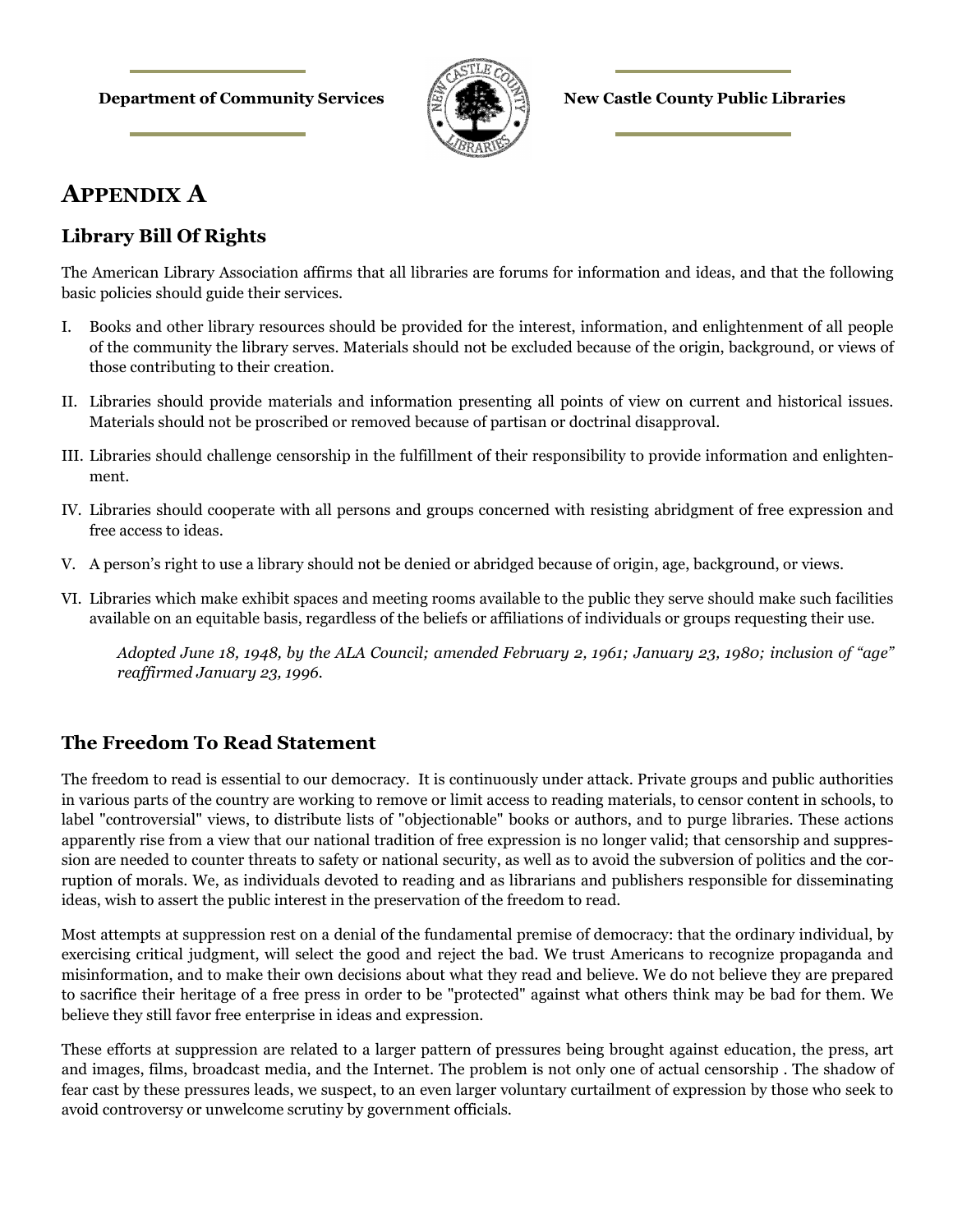Department of Community Services | New Castle County Public Libraries

# Appendix A

## Library Bill Of Rights

The American Library Association affirms that all libraries are forums for information and ideas, and that the following basic policies should guide their services.

I. Books and other library resources should be provided for the interest, information, and enlightenment of all people of the community the library serves. Materials should not be excluded because of the origin, background, or views of those contributing to their creation.

II. Libraries should provide materials and information presenting all points of view on current and historical issues. Materials should not be proscribed or removed because of partisan or doctrinal disapproval.

III. Libraries should challenge censorship in the fulfillment of their responsibility to provide information and enlightenment.

IV. Libraries should cooperate with all persons and groups concerned with resisting abridgment of free expression and free access to ideas.

V. A person's right to use a library should not be denied or abridged because of origin, age, background, or views.

VI. Libraries which make exhibit spaces and meeting rooms available to the public they serve should make such facilities available on an equitable basis, regardless of the beliefs or affiliations of individuals or groups requesting their use.

*Adopted June 18, 1948, by the ALA Council; amended February 2, 1961; January 23, 1980; inclusion of "age" reaffirmed January 23, 1996.*

## The Freedom To Read Statement

The freedom to read is essential to our democracy. It is continuously under attack. Private groups and public authorities in various parts of the country are working to remove or limit access to reading materials, to censor content in schools, to label "controversial" views, to distribute lists of "objectionable" books or authors, and to purge libraries. These actions apparently rise from a view that our national tradition of free expression is no longer valid; that censorship and suppression are needed to counter threats to safety or national security, as well as to avoid the subversion of politics and the corruption of morals. We, as individuals devoted to reading and as librarians and publishers responsible for disseminating ideas, wish to assert the public interest in the preservation of the freedom to read.

Most attempts at suppression rest on a denial of the fundamental premise of democracy: that the ordinary individual, by exercising critical judgment, will select the good and reject the bad. We trust Americans to recognize propaganda and misinformation, and to make their own decisions about what they read and believe. We do not believe they are prepared to sacrifice their heritage of a free press in order to be "protected" against what others think may be bad for them. We believe they still favor free enterprise in ideas and expression.

These efforts at suppression are related to a larger pattern of pressures being brought against education, the press, art and images, films, broadcast media, and the Internet. The problem is not only one of actual censorship . The shadow of fear cast by these pressures leads, we suspect, to an even larger voluntary curtailment of expression by those who seek to avoid controversy or unwelcome scrutiny by government officials.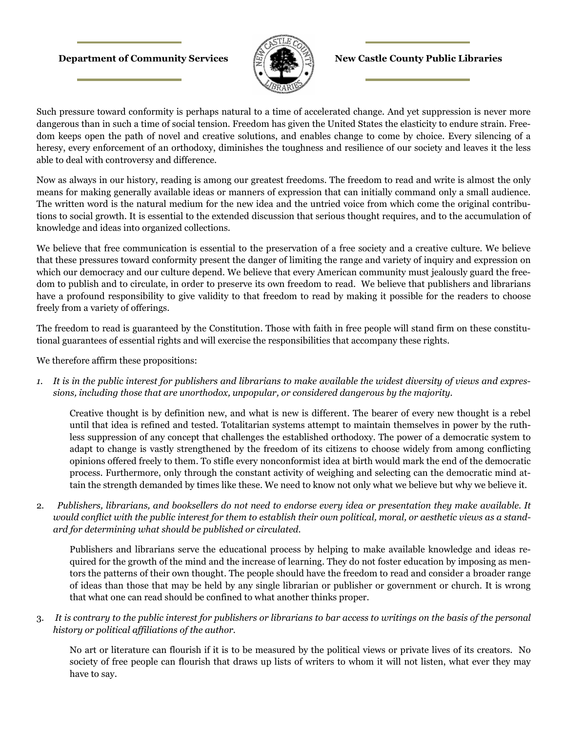Such pressure toward conformity is perhaps natural to a time of accelerated change. And yet suppression is never more dangerous than in such a time of social tension. Freedom has given the United States the elasticity to endure strain. Freedom keeps open the path of novel and creative solutions, and enables change to come by choice. Every silencing of a heresy, every enforcement of an orthodoxy, diminishes the toughness and resilience of our society and leaves it the less able to deal with controversy and difference.

Now as always in our history, reading is among our greatest freedoms. The freedom to read and write is almost the only means for making generally available ideas or manners of expression that can initially command only a small audience. The written word is the natural medium for the new idea and the untried voice from which come the original contributions to social growth. It is essential to the extended discussion that serious thought requires, and to the accumulation of knowledge and ideas into organized collections.

We believe that free communication is essential to the preservation of a free society and a creative culture. We believe that these pressures toward conformity present the danger of limiting the range and variety of inquiry and expression on which our democracy and our culture depend. We believe that every American community must jealously guard the freedom to publish and to circulate, in order to preserve its own freedom to read. We believe that publishers and librarians have a profound responsibility to give validity to that freedom to read by making it possible for the readers to choose freely from a variety of offerings.

The freedom to read is guaranteed by the Constitution. Those with faith in free people will stand firm on these constitutional guarantees of essential rights and will exercise the responsibilities that accompany these rights.

We therefore affirm these propositions:

1. *It is in the public interest for publishers and librarians to make available the widest diversity of views and expressions, including those that are unorthodox, unpopular, or considered dangerous by the majority.*

   Creative thought is by definition new, and what is new is different. The bearer of every new thought is a rebel until that idea is refined and tested. Totalitarian systems attempt to maintain themselves in power by the ruthless suppression of any concept that challenges the established orthodoxy. The power of a democratic system to adapt to change is vastly strengthened by the freedom of its citizens to choose widely from among conflicting opinions offered freely to them. To stifle every nonconformist idea at birth would mark the end of the democratic process. Furthermore, only through the constant activity of weighing and selecting can the democratic mind attain the strength demanded by times like these. We need to know not only what we believe but why we believe it.

2. *Publishers, librarians, and booksellers do not need to endorse every idea or presentation they make available. It would conflict with the public interest for them to establish their own political, moral, or aesthetic views as a standard for determining what should be published or circulated.*

   Publishers and librarians serve the educational process by helping to make available knowledge and ideas required for the growth of the mind and the increase of learning. They do not foster education by imposing as mentors the patterns of their own thought. The people should have the freedom to read and consider a broader range of ideas than those that may be held by any single librarian or publisher or government or church. It is wrong that what one can read should be confined to what another thinks proper.

3. *It is contrary to the public interest for publishers or librarians to bar access to writings on the basis of the personal history or political affiliations of the author.*

   No art or literature can flourish if it is to be measured by the political views or private lives of its creators. No society of free people can flourish that draws up lists of writers to whom it will not listen, what ever they may have to say.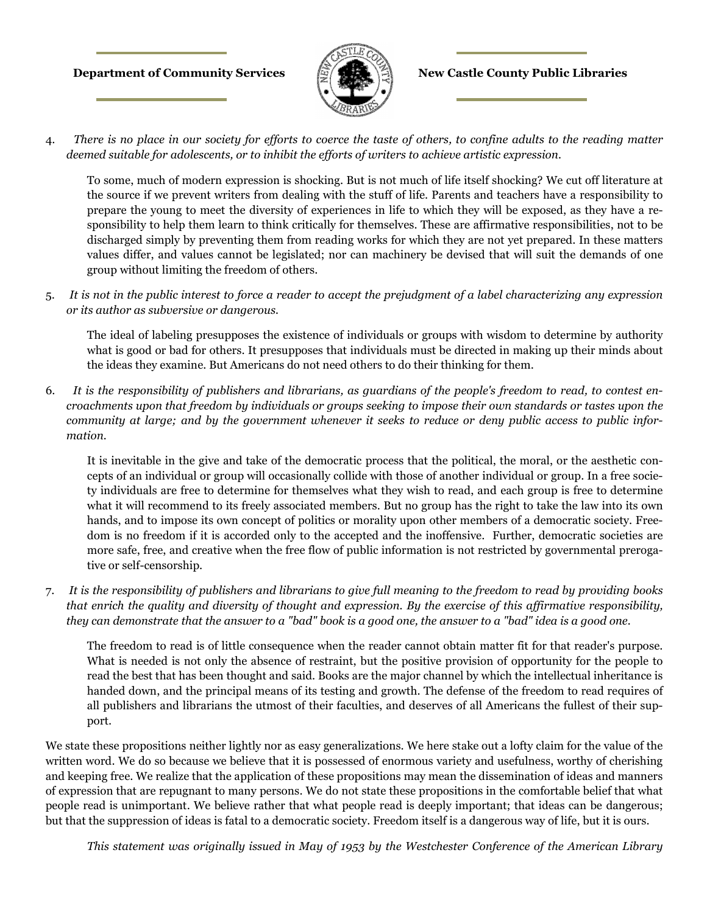4. *There is no place in our society for efforts to coerce the taste of others, to confine adults to the reading matter deemed suitable for adolescents, or to inhibit the efforts of writers to achieve artistic expression.*

   To some, much of modern expression is shocking. But is not much of life itself shocking? We cut off literature at the source if we prevent writers from dealing with the stuff of life. Parents and teachers have a responsibility to prepare the young to meet the diversity of experiences in life to which they will be exposed, as they have a responsibility to help them learn to think critically for themselves. These are affirmative responsibilities, not to be discharged simply by preventing them from reading works for which they are not yet prepared. In these matters values differ, and values cannot be legislated; nor can machinery be devised that will suit the demands of one group without limiting the freedom of others.

5. *It is not in the public interest to force a reader to accept the prejudgment of a label characterizing any expression or its author as subversive or dangerous.*

   The ideal of labeling presupposes the existence of individuals or groups with wisdom to determine by authority what is good or bad for others. It presupposes that individuals must be directed in making up their minds about the ideas they examine. But Americans do not need others to do their thinking for them.

6. *It is the responsibility of publishers and librarians, as guardians of the people's freedom to read, to contest encroachments upon that freedom by individuals or groups seeking to impose their own standards or tastes upon the community at large; and by the government whenever it seeks to reduce or deny public access to public information.*

   It is inevitable in the give and take of the democratic process that the political, the moral, or the aesthetic concepts of an individual or group will occasionally collide with those of another individual or group. In a free society individuals are free to determine for themselves what they wish to read, and each group is free to determine what it will recommend to its freely associated members. But no group has the right to take the law into its own hands, and to impose its own concept of politics or morality upon other members of a democratic society. Freedom is no freedom if it is accorded only to the accepted and the inoffensive. Further, democratic societies are more safe, free, and creative when the free flow of public information is not restricted by governmental prerogative or self-censorship.

7. *It is the responsibility of publishers and librarians to give full meaning to the freedom to read by providing books that enrich the quality and diversity of thought and expression. By the exercise of this affirmative responsibility, they can demonstrate that the answer to a "bad" book is a good one, the answer to a "bad" idea is a good one.*

   The freedom to read is of little consequence when the reader cannot obtain matter fit for that reader's purpose. What is needed is not only the absence of restraint, but the positive provision of opportunity for the people to read the best that has been thought and said. Books are the major channel by which the intellectual inheritance is handed down, and the principal means of its testing and growth. The defense of the freedom to read requires of all publishers and librarians the utmost of their faculties, and deserves of all Americans the fullest of their support.

We state these propositions neither lightly nor as easy generalizations. We here stake out a lofty claim for the value of the written word. We do so because we believe that it is possessed of enormous variety and usefulness, worthy of cherishing and keeping free. We realize that the application of these propositions may mean the dissemination of ideas and manners of expression that are repugnant to many persons. We do not state these propositions in the comfortable belief that what people read is unimportant. We believe rather that what people read is deeply important; that ideas can be dangerous; but that the suppression of ideas is fatal to a democratic society. Freedom itself is a dangerous way of life, but it is ours.

*This statement was originally issued in May of 1953 by the Westchester Conference of the American Library*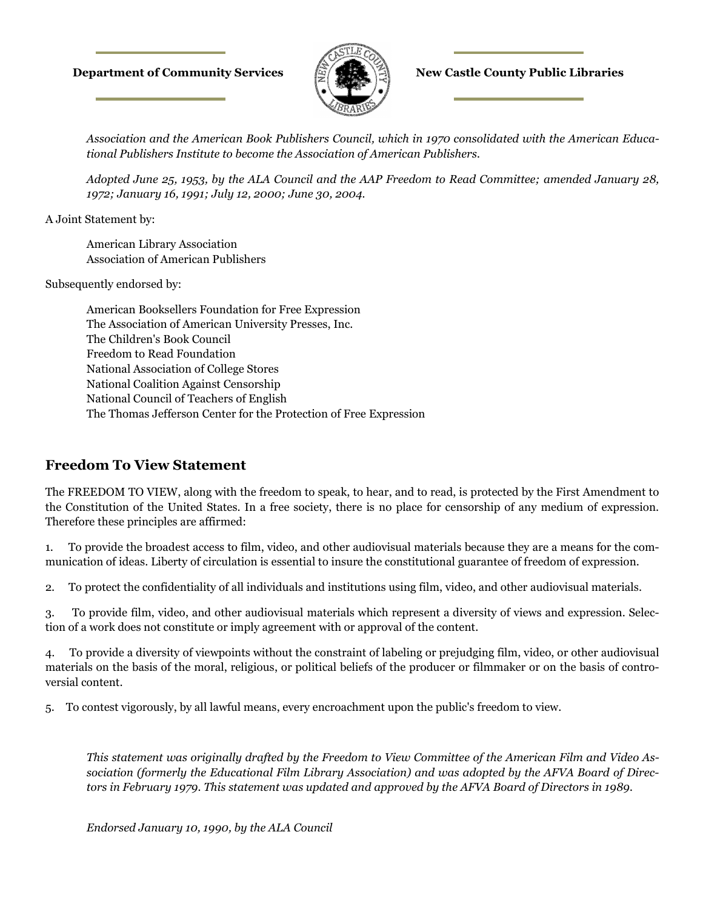*Association and the American Book Publishers Council, which in 1970 consolidated with the American Educational Publishers Institute to become the Association of American Publishers.*

*Adopted June 25, 1953, by the ALA Council and the AAP Freedom to Read Committee; amended January 28, 1972; January 16, 1991; July 12, 2000; June 30, 2004.*

A Joint Statement by:

American Library Association
Association of American Publishers

Subsequently endorsed by:

American Booksellers Foundation for Free Expression
The Association of American University Presses, Inc.
The Children's Book Council
Freedom to Read Foundation
National Association of College Stores
National Coalition Against Censorship
National Council of Teachers of English
The Thomas Jefferson Center for the Protection of Free Expression

## Freedom To View Statement

The FREEDOM TO VIEW, along with the freedom to speak, to hear, and to read, is protected by the First Amendment to the Constitution of the United States. In a free society, there is no place for censorship of any medium of expression. Therefore these principles are affirmed:

1. To provide the broadest access to film, video, and other audiovisual materials because they are a means for the communication of ideas. Liberty of circulation is essential to insure the constitutional guarantee of freedom of expression.

2. To protect the confidentiality of all individuals and institutions using film, video, and other audiovisual materials.

3. To provide film, video, and other audiovisual materials which represent a diversity of views and expression. Selection of a work does not constitute or imply agreement with or approval of the content.

4. To provide a diversity of viewpoints without the constraint of labeling or prejudging film, video, or other audiovisual materials on the basis of the moral, religious, or political beliefs of the producer or filmmaker or on the basis of controversial content.

5. To contest vigorously, by all lawful means, every encroachment upon the public's freedom to view.

*This statement was originally drafted by the Freedom to View Committee of the American Film and Video Association (formerly the Educational Film Library Association) and was adopted by the AFVA Board of Directors in February 1979. This statement was updated and approved by the AFVA Board of Directors in 1989.*

*Endorsed January 10, 1990, by the ALA Council*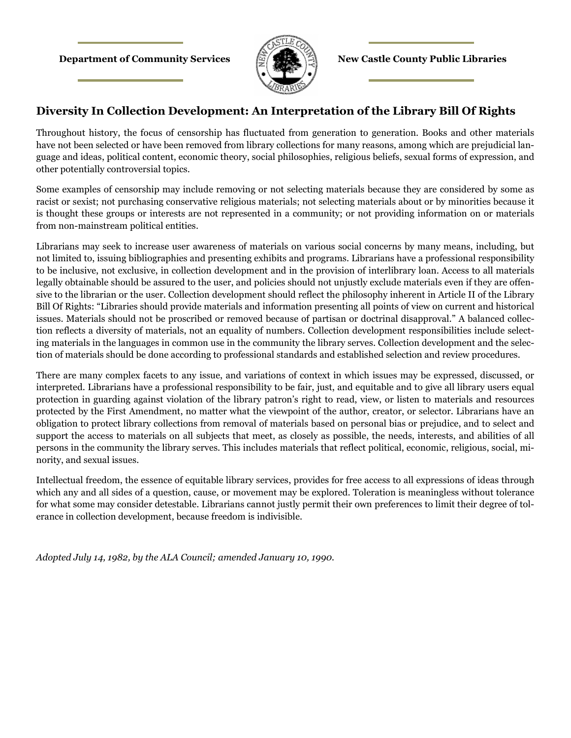**Department of Community Services** | **New Castle County Public Libraries**

## Diversity In Collection Development: An Interpretation of the Library Bill Of Rights

Throughout history, the focus of censorship has fluctuated from generation to generation. Books and other materials have not been selected or have been removed from library collections for many reasons, among which are prejudicial language and ideas, political content, economic theory, social philosophies, religious beliefs, sexual forms of expression, and other potentially controversial topics.

Some examples of censorship may include removing or not selecting materials because they are considered by some as racist or sexist; not purchasing conservative religious materials; not selecting materials about or by minorities because it is thought these groups or interests are not represented in a community; or not providing information on or materials from non-mainstream political entities.

Librarians may seek to increase user awareness of materials on various social concerns by many means, including, but not limited to, issuing bibliographies and presenting exhibits and programs. Librarians have a professional responsibility to be inclusive, not exclusive, in collection development and in the provision of interlibrary loan. Access to all materials legally obtainable should be assured to the user, and policies should not unjustly exclude materials even if they are offensive to the librarian or the user. Collection development should reflect the philosophy inherent in Article II of the Library Bill Of Rights: "Libraries should provide materials and information presenting all points of view on current and historical issues. Materials should not be proscribed or removed because of partisan or doctrinal disapproval." A balanced collection reflects a diversity of materials, not an equality of numbers. Collection development responsibilities include selecting materials in the languages in common use in the community the library serves. Collection development and the selection of materials should be done according to professional standards and established selection and review procedures.

There are many complex facets to any issue, and variations of context in which issues may be expressed, discussed, or interpreted. Librarians have a professional responsibility to be fair, just, and equitable and to give all library users equal protection in guarding against violation of the library patron's right to read, view, or listen to materials and resources protected by the First Amendment, no matter what the viewpoint of the author, creator, or selector. Librarians have an obligation to protect library collections from removal of materials based on personal bias or prejudice, and to select and support the access to materials on all subjects that meet, as closely as possible, the needs, interests, and abilities of all persons in the community the library serves. This includes materials that reflect political, economic, religious, social, minority, and sexual issues.

Intellectual freedom, the essence of equitable library services, provides for free access to all expressions of ideas through which any and all sides of a question, cause, or movement may be explored. Toleration is meaningless without tolerance for what some may consider detestable. Librarians cannot justly permit their own preferences to limit their degree of tolerance in collection development, because freedom is indivisible.

*Adopted July 14, 1982, by the ALA Council; amended January 10, 1990.*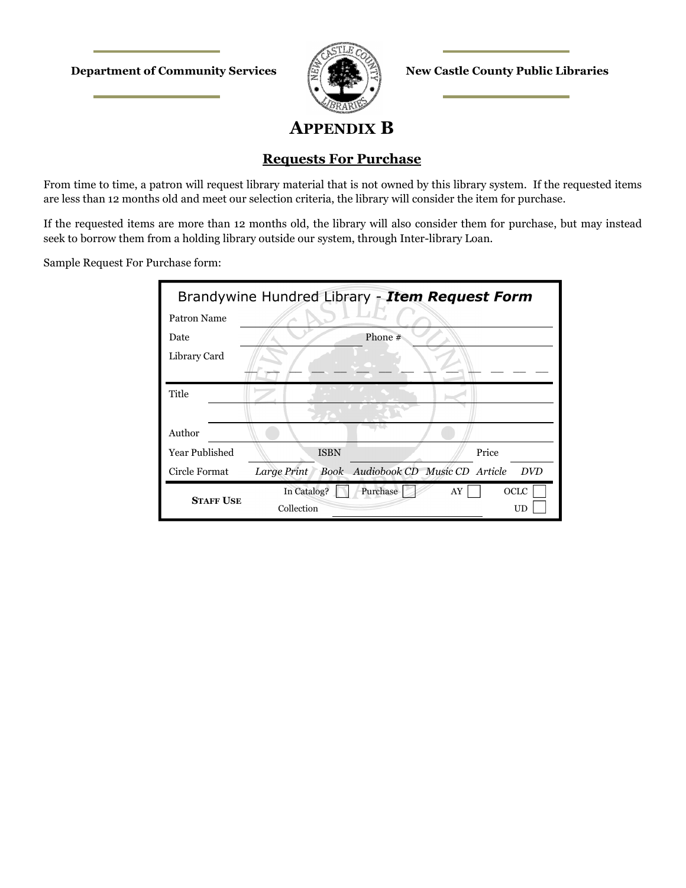**Department of Community Services** **New Castle County Public Libraries**

# APPENDIX B

## Requests For Purchase

From time to time, a patron will request library material that is not owned by this library system. If the requested items are less than 12 months old and meet our selection criteria, the library will consider the item for purchase.

If the requested items are more than 12 months old, the library will also consider them for purchase, but may instead seek to borrow them from a holding library outside our system, through Inter-library Loan.

Sample Request For Purchase form:

Brandywine Hundred Library - ***Item Request Form***

Patron Name ______________________________

Date ______________ Phone # ______________

Library Card _ _ _ _ _ _ _ _ _ _ _ _ _ _

Title ______________________________

______________________________

Author ______________________________

Year Published ________ ISBN ________ Price ________

Circle Format *Large Print* *Book* *Audiobook CD* *Music CD* *Article* *DVD*

**STAFF USE** In Catalog? ☐ Purchase ☐ AY ☐ OCLC ☐

Collection ______________ UD ☐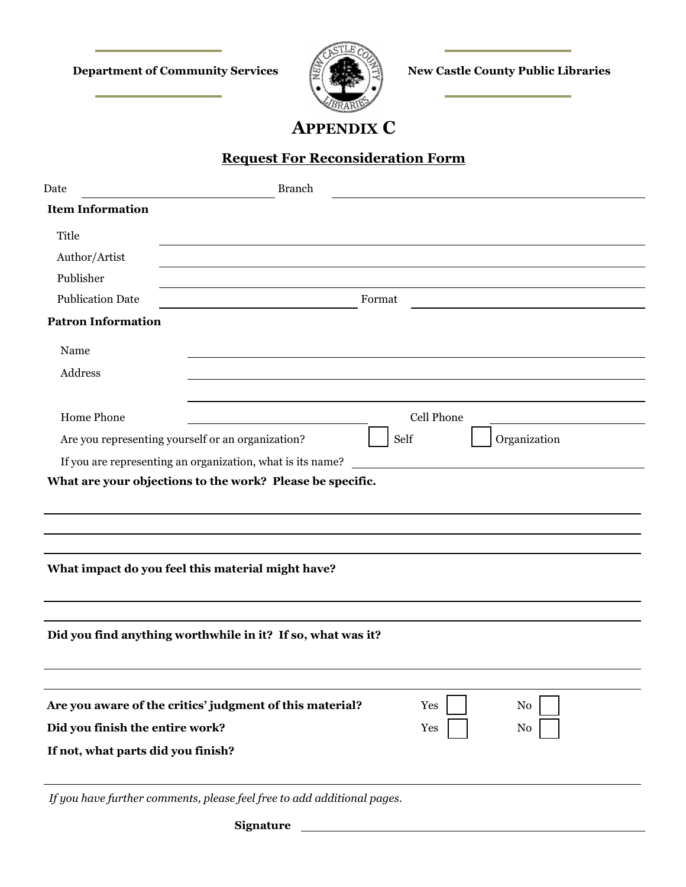**Department of Community Services** | **New Castle County Public Libraries**

# APPENDIX C

## Request For Reconsideration Form

Date ______________________ Branch ______________________________________

**Item Information**

Title ________________________________________________________________

Author/Artist __________________________________________________________

Publisher ____________________________________________________________

Publication Date ______________________ Format ___________________________

**Patron Information**

Name ________________________________________________________________

Address ______________________________________________________________

_____________________________________________________________________

Home Phone ______________________ Cell Phone ___________________________

Are you representing yourself or an organization? ☐ Self ☐ Organization

If you are representing an organization, what is its name? ______________________

**What are your objections to the work? Please be specific.**

_____________________________________________________________________

_____________________________________________________________________

_____________________________________________________________________

**What impact do you feel this material might have?**

_____________________________________________________________________

_____________________________________________________________________

**Did you find anything worthwhile in it? If so, what was it?**

_____________________________________________________________________

_____________________________________________________________________

**Are you aware of the critics' judgment of this material?** Yes ☐ No ☐

**Did you finish the entire work?** Yes ☐ No ☐

**If not, what parts did you finish?**

_____________________________________________________________________

*If you have further comments, please feel free to add additional pages.*

**Signature** ______________________________________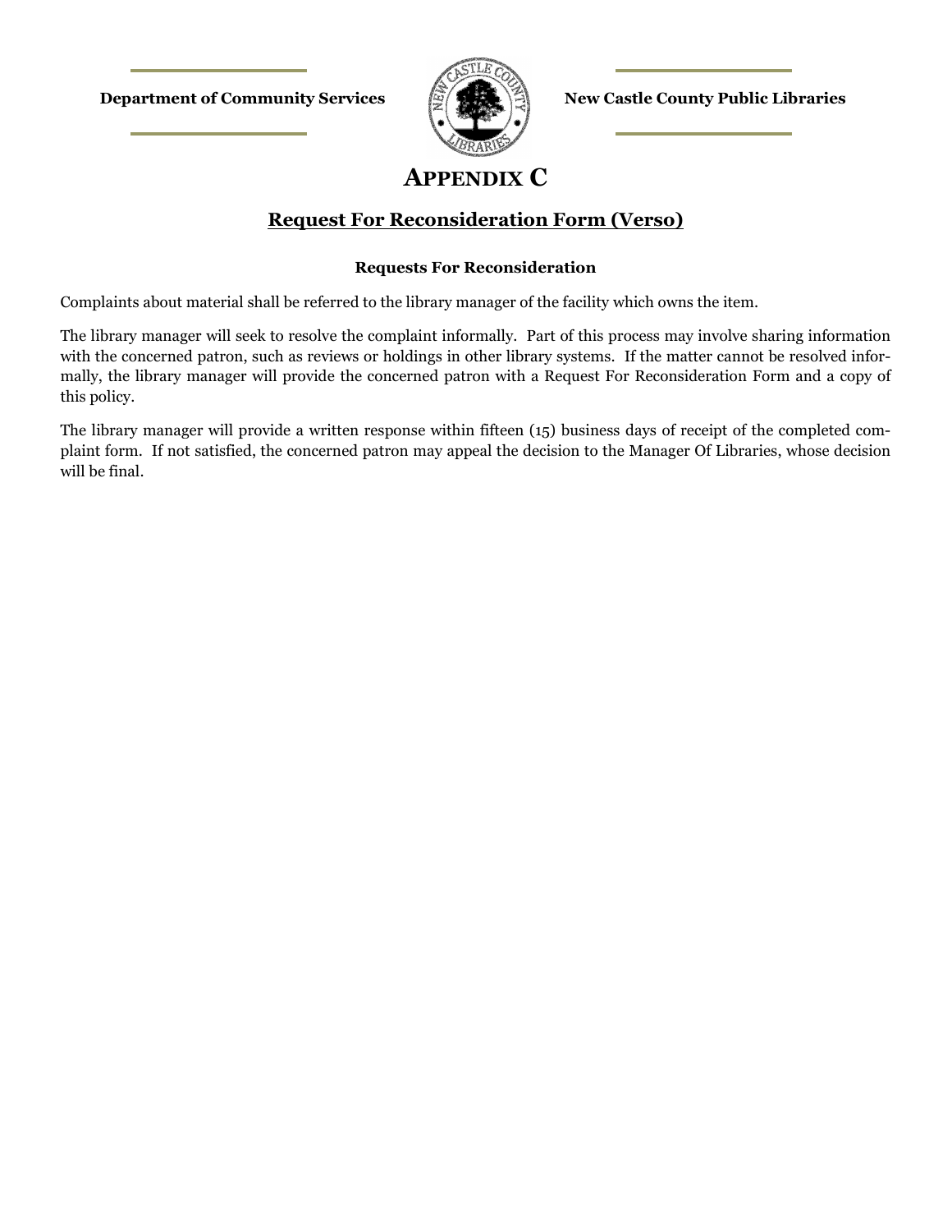Department of Community Services | New Castle County Public Libraries

# APPENDIX C

## Request For Reconsideration Form (Verso)

### Requests For Reconsideration

Complaints about material shall be referred to the library manager of the facility which owns the item.

The library manager will seek to resolve the complaint informally. Part of this process may involve sharing information with the concerned patron, such as reviews or holdings in other library systems. If the matter cannot be resolved informally, the library manager will provide the concerned patron with a Request For Reconsideration Form and a copy of this policy.

The library manager will provide a written response within fifteen (15) business days of receipt of the completed complaint form. If not satisfied, the concerned patron may appeal the decision to the Manager Of Libraries, whose decision will be final.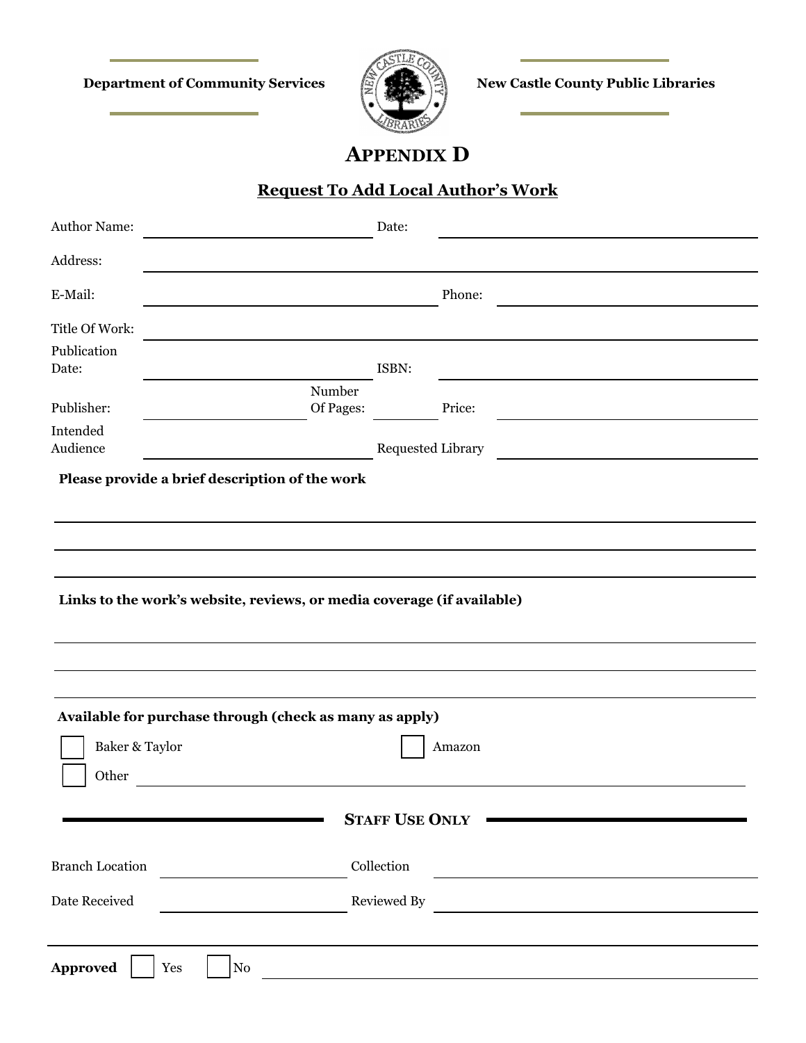**Department of Community Services** **New Castle County Public Libraries**

# APPENDIX D

## Request To Add Local Author's Work

Author Name: ______________________ Date: ______________________

Address: ______________________________________________

E-Mail: ______________________ Phone: ______________________

Title Of Work: ______________________________________________

Publication Date: ______________________ ISBN: ______________________

Publisher: ______________ Number Of Pages: ________ Price: ______________

Intended Audience ______________________ Requested Library ______________________

**Please provide a brief description of the work**

______________________________________________

______________________________________________

______________________________________________

**Links to the work's website, reviews, or media coverage (if available)**

______________________________________________

______________________________________________

______________________________________________

**Available for purchase through (check as many as apply)**

☐ Baker & Taylor ☐ Amazon

☐ Other ______________________________________________

**STAFF USE ONLY**

Branch Location ______________________ Collection ______________________

Date Received ______________________ Reviewed By ______________________

**Approved** ☐ Yes ☐ No ______________________________________________